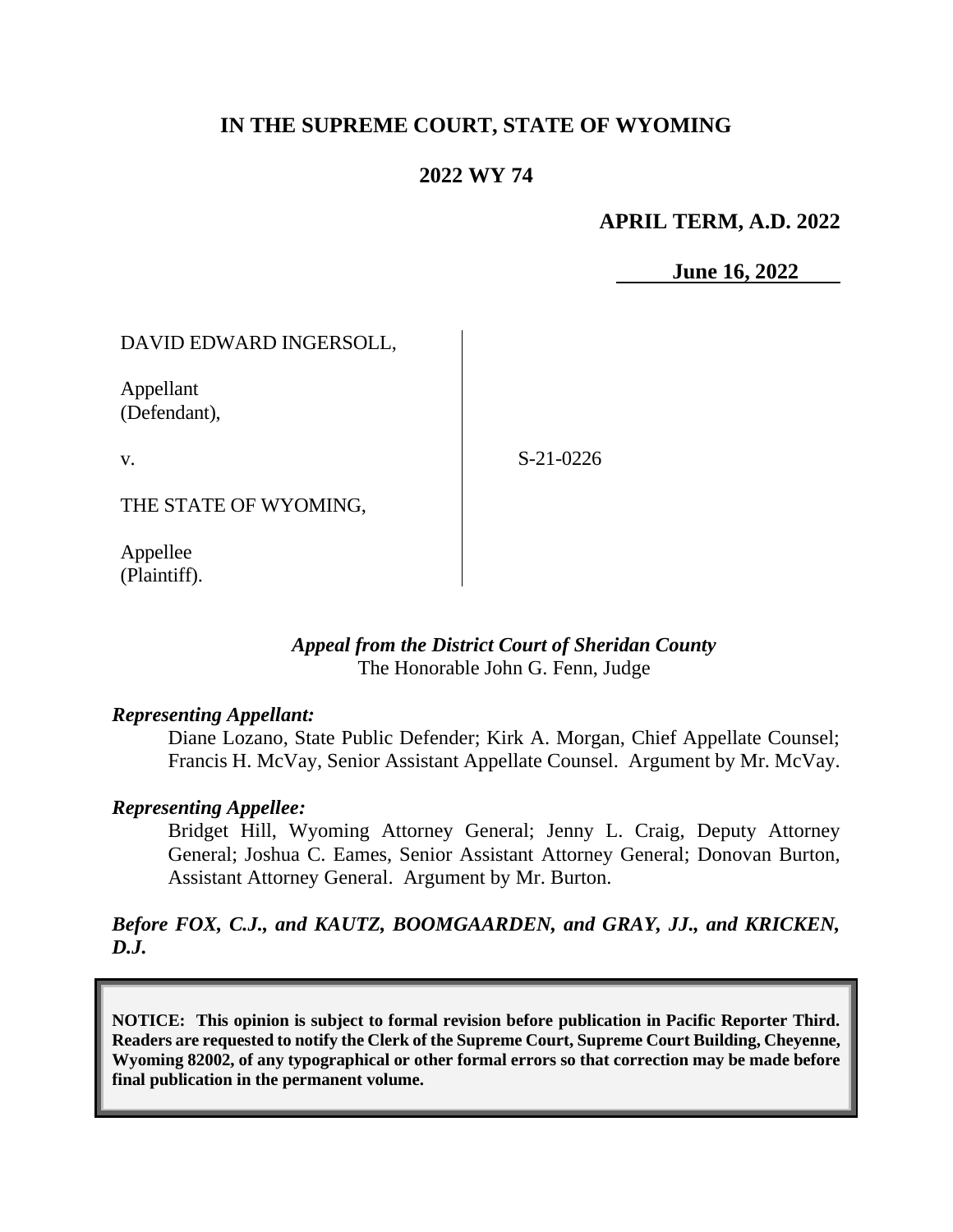# IN THE SUPREME COURT, STATE OF WYOMING

## 2022 WY 74

**APRIL TERM, A.D. 2022**

**June 16, 2022**

DAVID EDWARD INGERSOLL,

Appellant (Defendant),

v.

THE STATE OF WYOMING,

Appellee (Plaintiff).

S-21-0226

***Appeal from the District Court of Sheridan County***

The Honorable John G. Fenn, Judge

***Representing Appellant:***

Diane Lozano, State Public Defender; Kirk A. Morgan, Chief Appellate Counsel; Francis H. McVay, Senior Assistant Appellate Counsel. Argument by Mr. McVay.

***Representing Appellee:***

Bridget Hill, Wyoming Attorney General; Jenny L. Craig, Deputy Attorney General; Joshua C. Eames, Senior Assistant Attorney General; Donovan Burton, Assistant Attorney General. Argument by Mr. Burton.

***Before FOX, C.J., and KAUTZ, BOOMGAARDEN, and GRAY, JJ., and KRICKEN, D.J.***

**NOTICE: This opinion is subject to formal revision before publication in Pacific Reporter Third. Readers are requested to notify the Clerk of the Supreme Court, Supreme Court Building, Cheyenne, Wyoming 82002, of any typographical or other formal errors so that correction may be made before final publication in the permanent volume.**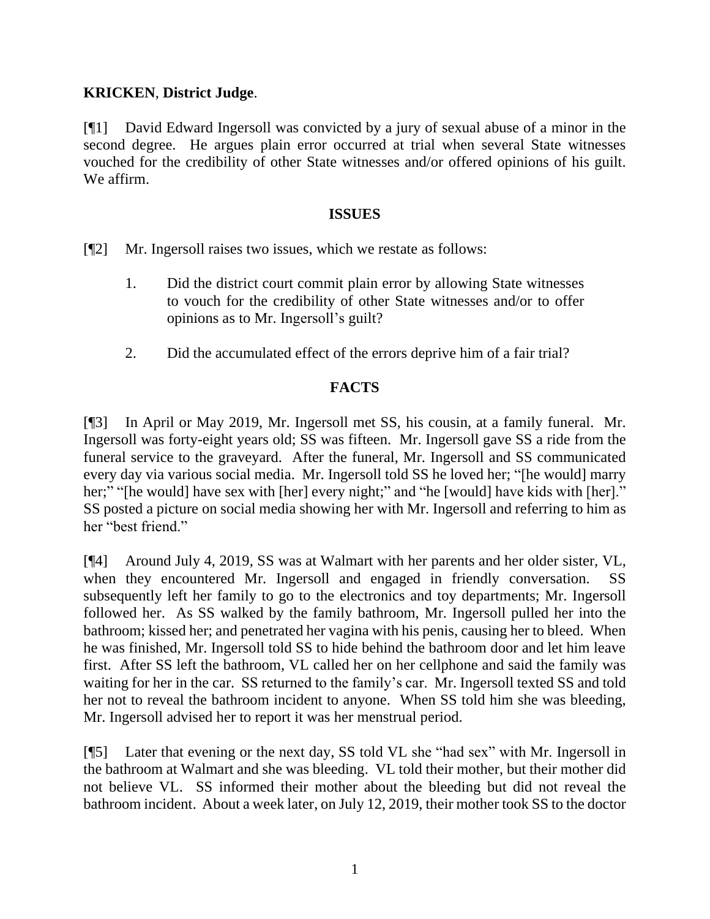**KRICKEN**, **District Judge**.

[¶1] David Edward Ingersoll was convicted by a jury of sexual abuse of a minor in the second degree. He argues plain error occurred at trial when several State witnesses vouched for the credibility of other State witnesses and/or offered opinions of his guilt. We affirm.

## ISSUES

[¶2] Mr. Ingersoll raises two issues, which we restate as follows:

1. Did the district court commit plain error by allowing State witnesses to vouch for the credibility of other State witnesses and/or to offer opinions as to Mr. Ingersoll's guilt?

2. Did the accumulated effect of the errors deprive him of a fair trial?

## FACTS

[¶3] In April or May 2019, Mr. Ingersoll met SS, his cousin, at a family funeral. Mr. Ingersoll was forty-eight years old; SS was fifteen. Mr. Ingersoll gave SS a ride from the funeral service to the graveyard. After the funeral, Mr. Ingersoll and SS communicated every day via various social media. Mr. Ingersoll told SS he loved her; "[he would] marry her;" "[he would] have sex with [her] every night;" and "he [would] have kids with [her]." SS posted a picture on social media showing her with Mr. Ingersoll and referring to him as her "best friend."

[¶4] Around July 4, 2019, SS was at Walmart with her parents and her older sister, VL, when they encountered Mr. Ingersoll and engaged in friendly conversation. SS subsequently left her family to go to the electronics and toy departments; Mr. Ingersoll followed her. As SS walked by the family bathroom, Mr. Ingersoll pulled her into the bathroom; kissed her; and penetrated her vagina with his penis, causing her to bleed. When he was finished, Mr. Ingersoll told SS to hide behind the bathroom door and let him leave first. After SS left the bathroom, VL called her on her cellphone and said the family was waiting for her in the car. SS returned to the family's car. Mr. Ingersoll texted SS and told her not to reveal the bathroom incident to anyone. When SS told him she was bleeding, Mr. Ingersoll advised her to report it was her menstrual period.

[¶5] Later that evening or the next day, SS told VL she "had sex" with Mr. Ingersoll in the bathroom at Walmart and she was bleeding. VL told their mother, but their mother did not believe VL. SS informed their mother about the bleeding but did not reveal the bathroom incident. About a week later, on July 12, 2019, their mother took SS to the doctor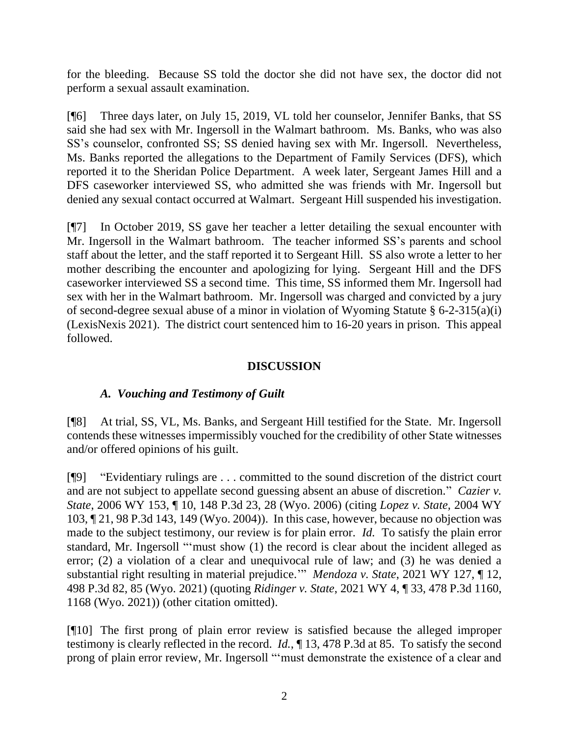for the bleeding. Because SS told the doctor she did not have sex, the doctor did not perform a sexual assault examination.

[¶6] Three days later, on July 15, 2019, VL told her counselor, Jennifer Banks, that SS said she had sex with Mr. Ingersoll in the Walmart bathroom. Ms. Banks, who was also SS's counselor, confronted SS; SS denied having sex with Mr. Ingersoll. Nevertheless, Ms. Banks reported the allegations to the Department of Family Services (DFS), which reported it to the Sheridan Police Department. A week later, Sergeant James Hill and a DFS caseworker interviewed SS, who admitted she was friends with Mr. Ingersoll but denied any sexual contact occurred at Walmart. Sergeant Hill suspended his investigation.

[¶7] In October 2019, SS gave her teacher a letter detailing the sexual encounter with Mr. Ingersoll in the Walmart bathroom. The teacher informed SS's parents and school staff about the letter, and the staff reported it to Sergeant Hill. SS also wrote a letter to her mother describing the encounter and apologizing for lying. Sergeant Hill and the DFS caseworker interviewed SS a second time. This time, SS informed them Mr. Ingersoll had sex with her in the Walmart bathroom. Mr. Ingersoll was charged and convicted by a jury of second-degree sexual abuse of a minor in violation of Wyoming Statute § 6-2-315(a)(i) (LexisNexis 2021). The district court sentenced him to 16-20 years in prison. This appeal followed.

## DISCUSSION

### *A. Vouching and Testimony of Guilt*

[¶8] At trial, SS, VL, Ms. Banks, and Sergeant Hill testified for the State. Mr. Ingersoll contends these witnesses impermissibly vouched for the credibility of other State witnesses and/or offered opinions of his guilt.

[¶9] "Evidentiary rulings are . . . committed to the sound discretion of the district court and are not subject to appellate second guessing absent an abuse of discretion." *Cazier v. State*, 2006 WY 153, ¶ 10, 148 P.3d 23, 28 (Wyo. 2006) (citing *Lopez v. State*, 2004 WY 103, ¶ 21, 98 P.3d 143, 149 (Wyo. 2004)). In this case, however, because no objection was made to the subject testimony, our review is for plain error. *Id.* To satisfy the plain error standard, Mr. Ingersoll "'must show (1) the record is clear about the incident alleged as error; (2) a violation of a clear and unequivocal rule of law; and (3) he was denied a substantial right resulting in material prejudice.'" *Mendoza v. State*, 2021 WY 127, ¶ 12, 498 P.3d 82, 85 (Wyo. 2021) (quoting *Ridinger v. State*, 2021 WY 4, ¶ 33, 478 P.3d 1160, 1168 (Wyo. 2021)) (other citation omitted).

[¶10] The first prong of plain error review is satisfied because the alleged improper testimony is clearly reflected in the record. *Id.*, ¶ 13, 478 P.3d at 85. To satisfy the second prong of plain error review, Mr. Ingersoll "'must demonstrate the existence of a clear and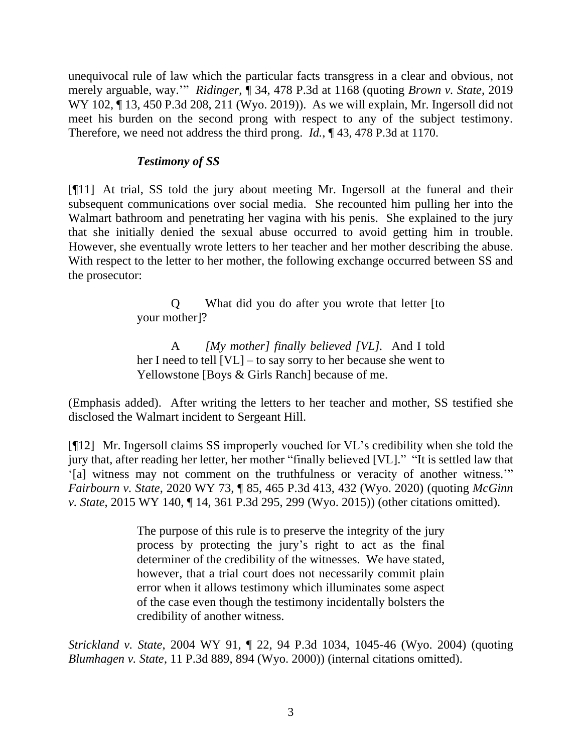unequivocal rule of law which the particular facts transgress in a clear and obvious, not merely arguable, way.'" *Ridinger*, ¶ 34, 478 P.3d at 1168 (quoting *Brown v. State*, 2019 WY 102, ¶ 13, 450 P.3d 208, 211 (Wyo. 2019)). As we will explain, Mr. Ingersoll did not meet his burden on the second prong with respect to any of the subject testimony. Therefore, we need not address the third prong. *Id.*, ¶ 43, 478 P.3d at 1170.

### *Testimony of SS*

[¶11] At trial, SS told the jury about meeting Mr. Ingersoll at the funeral and their subsequent communications over social media. She recounted him pulling her into the Walmart bathroom and penetrating her vagina with his penis. She explained to the jury that she initially denied the sexual abuse occurred to avoid getting him in trouble. However, she eventually wrote letters to her teacher and her mother describing the abuse. With respect to the letter to her mother, the following exchange occurred between SS and the prosecutor:

> Q What did you do after you wrote that letter [to your mother]?
>
> A *[My mother] finally believed [VL].* And I told her I need to tell [VL] – to say sorry to her because she went to Yellowstone [Boys & Girls Ranch] because of me.

(Emphasis added). After writing the letters to her teacher and mother, SS testified she disclosed the Walmart incident to Sergeant Hill.

[¶12] Mr. Ingersoll claims SS improperly vouched for VL's credibility when she told the jury that, after reading her letter, her mother "finally believed [VL]." "It is settled law that '[a] witness may not comment on the truthfulness or veracity of another witness.'" *Fairbourn v. State*, 2020 WY 73, ¶ 85, 465 P.3d 413, 432 (Wyo. 2020) (quoting *McGinn v. State*, 2015 WY 140, ¶ 14, 361 P.3d 295, 299 (Wyo. 2015)) (other citations omitted).

> The purpose of this rule is to preserve the integrity of the jury process by protecting the jury's right to act as the final determiner of the credibility of the witnesses. We have stated, however, that a trial court does not necessarily commit plain error when it allows testimony which illuminates some aspect of the case even though the testimony incidentally bolsters the credibility of another witness.

*Strickland v. State*, 2004 WY 91, ¶ 22, 94 P.3d 1034, 1045-46 (Wyo. 2004) (quoting *Blumhagen v. State*, 11 P.3d 889, 894 (Wyo. 2000)) (internal citations omitted).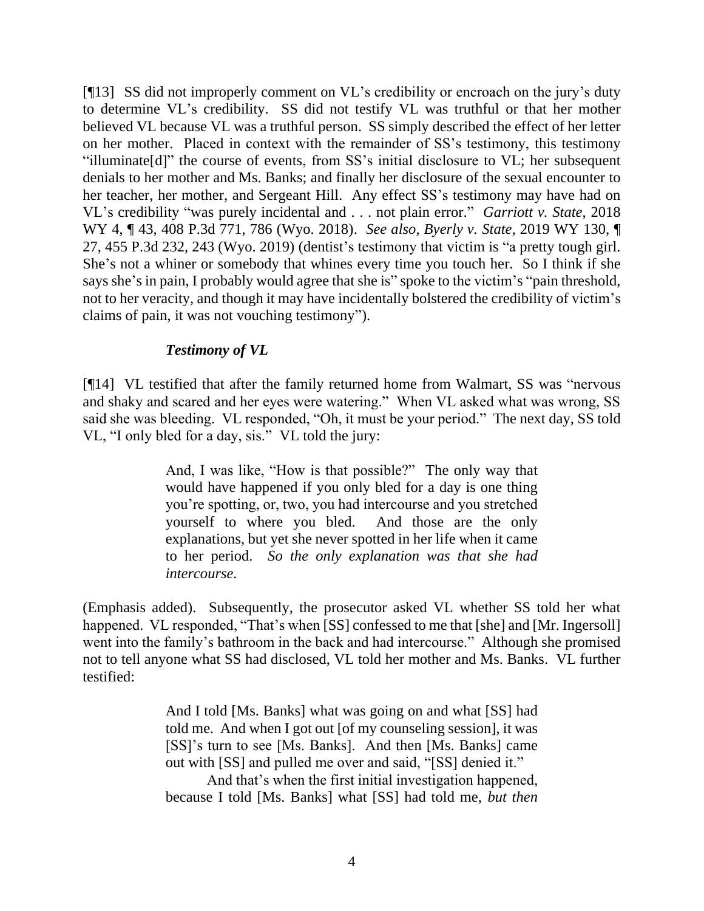[¶13] SS did not improperly comment on VL's credibility or encroach on the jury's duty to determine VL's credibility. SS did not testify VL was truthful or that her mother believed VL because VL was a truthful person. SS simply described the effect of her letter on her mother. Placed in context with the remainder of SS's testimony, this testimony "illuminate[d]" the course of events, from SS's initial disclosure to VL; her subsequent denials to her mother and Ms. Banks; and finally her disclosure of the sexual encounter to her teacher, her mother, and Sergeant Hill. Any effect SS's testimony may have had on VL's credibility "was purely incidental and . . . not plain error." *Garriott v. State*, 2018 WY 4, ¶ 43, 408 P.3d 771, 786 (Wyo. 2018). *See also, Byerly v. State*, 2019 WY 130, ¶ 27, 455 P.3d 232, 243 (Wyo. 2019) (dentist's testimony that victim is "a pretty tough girl. She's not a whiner or somebody that whines every time you touch her. So I think if she says she's in pain, I probably would agree that she is" spoke to the victim's "pain threshold, not to her veracity, and though it may have incidentally bolstered the credibility of victim's claims of pain, it was not vouching testimony").

### *Testimony of VL*

[¶14] VL testified that after the family returned home from Walmart, SS was "nervous and shaky and scared and her eyes were watering." When VL asked what was wrong, SS said she was bleeding. VL responded, "Oh, it must be your period." The next day, SS told VL, "I only bled for a day, sis." VL told the jury:

> And, I was like, "How is that possible?" The only way that would have happened if you only bled for a day is one thing you're spotting, or, two, you had intercourse and you stretched yourself to where you bled. And those are the only explanations, but yet she never spotted in her life when it came to her period. *So the only explanation was that she had intercourse*.

(Emphasis added). Subsequently, the prosecutor asked VL whether SS told her what happened. VL responded, "That's when [SS] confessed to me that [she] and [Mr. Ingersoll] went into the family's bathroom in the back and had intercourse." Although she promised not to tell anyone what SS had disclosed, VL told her mother and Ms. Banks. VL further testified:

> And I told [Ms. Banks] what was going on and what [SS] had told me. And when I got out [of my counseling session], it was [SS]'s turn to see [Ms. Banks]. And then [Ms. Banks] came out with [SS] and pulled me over and said, "[SS] denied it."
>
> And that's when the first initial investigation happened, because I told [Ms. Banks] what [SS] had told me, *but then*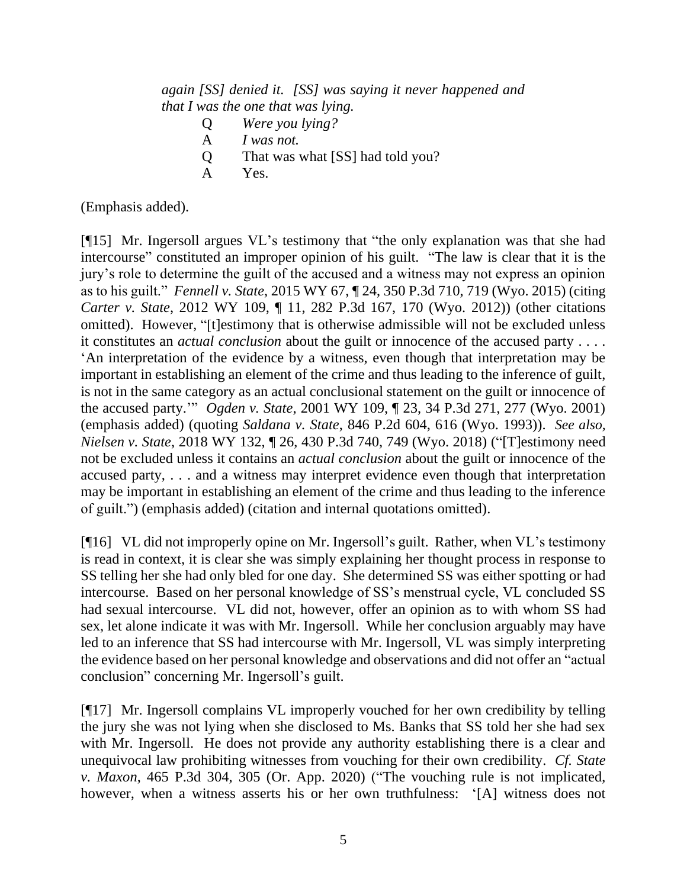> *again [SS] denied it. [SS] was saying it never happened and that I was the one that was lying.*
>
> Q *Were you lying?*
>
> A *I was not.*
>
> Q That was what [SS] had told you?
>
> A Yes.

(Emphasis added).

[¶15] Mr. Ingersoll argues VL's testimony that "the only explanation was that she had intercourse" constituted an improper opinion of his guilt. "The law is clear that it is the jury's role to determine the guilt of the accused and a witness may not express an opinion as to his guilt." *Fennell v. State*, 2015 WY 67, ¶ 24, 350 P.3d 710, 719 (Wyo. 2015) (citing *Carter v. State*, 2012 WY 109, ¶ 11, 282 P.3d 167, 170 (Wyo. 2012)) (other citations omitted). However, "[t]estimony that is otherwise admissible will not be excluded unless it constitutes an *actual conclusion* about the guilt or innocence of the accused party . . . . 'An interpretation of the evidence by a witness, even though that interpretation may be important in establishing an element of the crime and thus leading to the inference of guilt, is not in the same category as an actual conclusional statement on the guilt or innocence of the accused party.'" *Ogden v. State*, 2001 WY 109, ¶ 23, 34 P.3d 271, 277 (Wyo. 2001) (emphasis added) (quoting *Saldana v. State*, 846 P.2d 604, 616 (Wyo. 1993)). *See also, Nielsen v. State*, 2018 WY 132, ¶ 26, 430 P.3d 740, 749 (Wyo. 2018) ("[T]estimony need not be excluded unless it contains an *actual conclusion* about the guilt or innocence of the accused party, . . . and a witness may interpret evidence even though that interpretation may be important in establishing an element of the crime and thus leading to the inference of guilt.") (emphasis added) (citation and internal quotations omitted).

[¶16] VL did not improperly opine on Mr. Ingersoll's guilt. Rather, when VL's testimony is read in context, it is clear she was simply explaining her thought process in response to SS telling her she had only bled for one day. She determined SS was either spotting or had intercourse. Based on her personal knowledge of SS's menstrual cycle, VL concluded SS had sexual intercourse. VL did not, however, offer an opinion as to with whom SS had sex, let alone indicate it was with Mr. Ingersoll. While her conclusion arguably may have led to an inference that SS had intercourse with Mr. Ingersoll, VL was simply interpreting the evidence based on her personal knowledge and observations and did not offer an "actual conclusion" concerning Mr. Ingersoll's guilt.

[¶17] Mr. Ingersoll complains VL improperly vouched for her own credibility by telling the jury she was not lying when she disclosed to Ms. Banks that SS told her she had sex with Mr. Ingersoll. He does not provide any authority establishing there is a clear and unequivocal law prohibiting witnesses from vouching for their own credibility. *Cf. State v. Maxon*, 465 P.3d 304, 305 (Or. App. 2020) ("The vouching rule is not implicated, however, when a witness asserts his or her own truthfulness: '[A] witness does not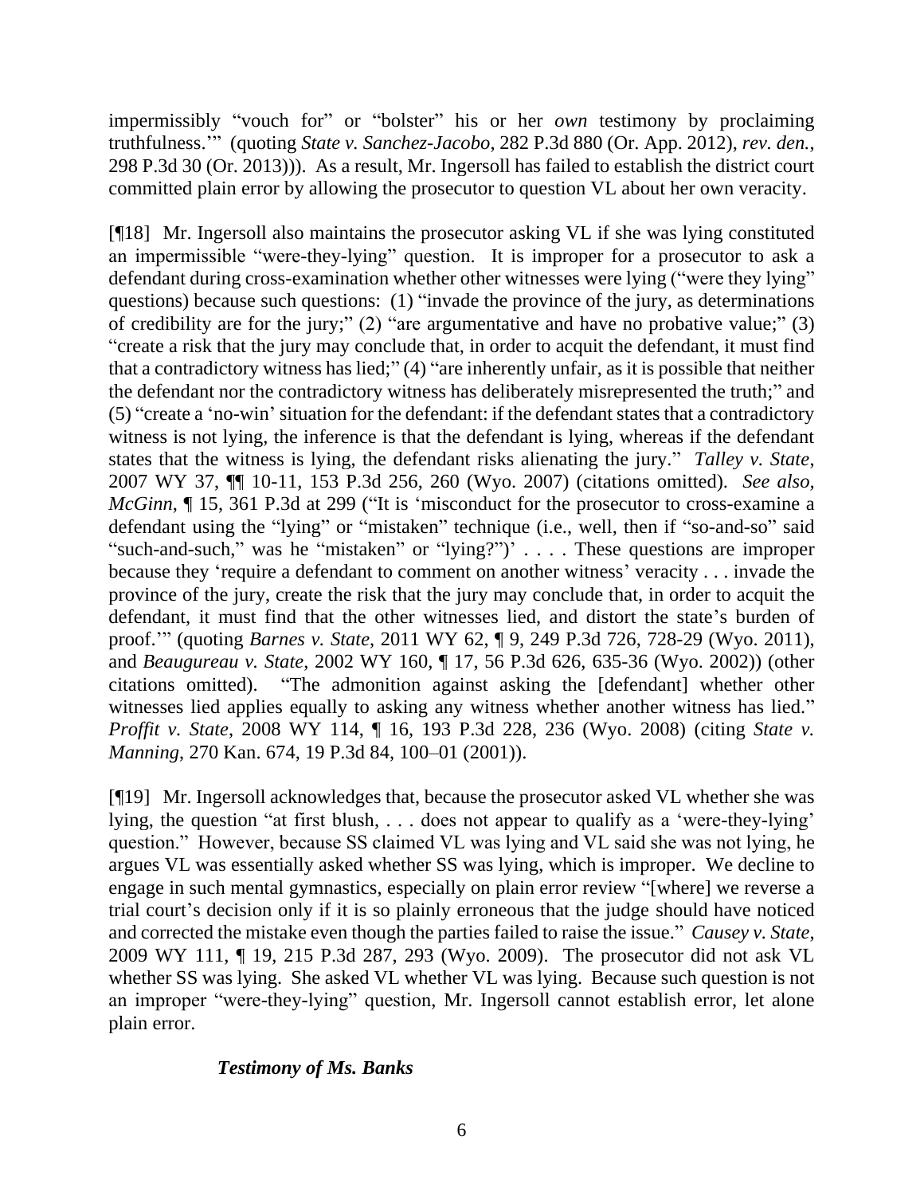impermissibly "vouch for" or "bolster" his or her *own* testimony by proclaiming truthfulness.'" (quoting *State v. Sanchez-Jacobo*, 282 P.3d 880 (Or. App. 2012), *rev. den.*, 298 P.3d 30 (Or. 2013))). As a result, Mr. Ingersoll has failed to establish the district court committed plain error by allowing the prosecutor to question VL about her own veracity.

[¶18] Mr. Ingersoll also maintains the prosecutor asking VL if she was lying constituted an impermissible "were-they-lying" question. It is improper for a prosecutor to ask a defendant during cross-examination whether other witnesses were lying ("were they lying" questions) because such questions: (1) "invade the province of the jury, as determinations of credibility are for the jury;" (2) "are argumentative and have no probative value;" (3) "create a risk that the jury may conclude that, in order to acquit the defendant, it must find that a contradictory witness has lied;" (4) "are inherently unfair, as it is possible that neither the defendant nor the contradictory witness has deliberately misrepresented the truth;" and (5) "create a 'no-win' situation for the defendant: if the defendant states that a contradictory witness is not lying, the inference is that the defendant is lying, whereas if the defendant states that the witness is lying, the defendant risks alienating the jury." *Talley v. State*, 2007 WY 37, ¶¶ 10-11, 153 P.3d 256, 260 (Wyo. 2007) (citations omitted). *See also, McGinn*, ¶ 15, 361 P.3d at 299 ("It is 'misconduct for the prosecutor to cross-examine a defendant using the "lying" or "mistaken" technique (i.e., well, then if "so-and-so" said "such-and-such," was he "mistaken" or "lying?")' . . . . These questions are improper because they 'require a defendant to comment on another witness' veracity . . . invade the province of the jury, create the risk that the jury may conclude that, in order to acquit the defendant, it must find that the other witnesses lied, and distort the state's burden of proof.'" (quoting *Barnes v. State*, 2011 WY 62, ¶ 9, 249 P.3d 726, 728-29 (Wyo. 2011), and *Beaugureau v. State*, 2002 WY 160, ¶ 17, 56 P.3d 626, 635-36 (Wyo. 2002)) (other citations omitted). "The admonition against asking the [defendant] whether other witnesses lied applies equally to asking any witness whether another witness has lied." *Proffit v. State*, 2008 WY 114, ¶ 16, 193 P.3d 228, 236 (Wyo. 2008) (citing *State v. Manning*, 270 Kan. 674, 19 P.3d 84, 100–01 (2001)).

[¶19] Mr. Ingersoll acknowledges that, because the prosecutor asked VL whether she was lying, the question "at first blush, . . . does not appear to qualify as a 'were-they-lying' question." However, because SS claimed VL was lying and VL said she was not lying, he argues VL was essentially asked whether SS was lying, which is improper. We decline to engage in such mental gymnastics, especially on plain error review "[where] we reverse a trial court's decision only if it is so plainly erroneous that the judge should have noticed and corrected the mistake even though the parties failed to raise the issue." *Causey v. State*, 2009 WY 111, ¶ 19, 215 P.3d 287, 293 (Wyo. 2009). The prosecutor did not ask VL whether SS was lying. She asked VL whether VL was lying. Because such question is not an improper "were-they-lying" question, Mr. Ingersoll cannot establish error, let alone plain error.

### *Testimony of Ms. Banks*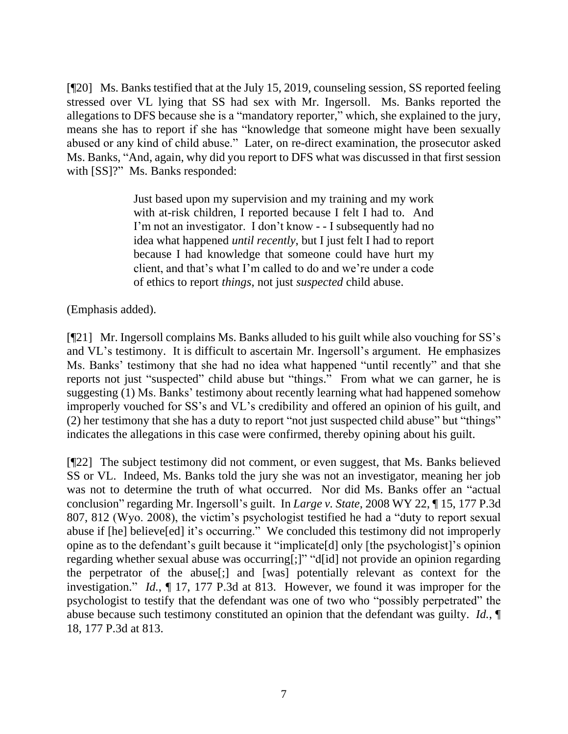[¶20] Ms. Banks testified that at the July 15, 2019, counseling session, SS reported feeling stressed over VL lying that SS had sex with Mr. Ingersoll. Ms. Banks reported the allegations to DFS because she is a "mandatory reporter," which, she explained to the jury, means she has to report if she has "knowledge that someone might have been sexually abused or any kind of child abuse." Later, on re-direct examination, the prosecutor asked Ms. Banks, "And, again, why did you report to DFS what was discussed in that first session with [SS]?" Ms. Banks responded:

> Just based upon my supervision and my training and my work with at-risk children, I reported because I felt I had to. And I'm not an investigator. I don't know - - I subsequently had no idea what happened *until recently*, but I just felt I had to report because I had knowledge that someone could have hurt my client, and that's what I'm called to do and we're under a code of ethics to report *things*, not just *suspected* child abuse.

(Emphasis added).

[¶21] Mr. Ingersoll complains Ms. Banks alluded to his guilt while also vouching for SS's and VL's testimony. It is difficult to ascertain Mr. Ingersoll's argument. He emphasizes Ms. Banks' testimony that she had no idea what happened "until recently" and that she reports not just "suspected" child abuse but "things." From what we can garner, he is suggesting (1) Ms. Banks' testimony about recently learning what had happened somehow improperly vouched for SS's and VL's credibility and offered an opinion of his guilt, and (2) her testimony that she has a duty to report "not just suspected child abuse" but "things" indicates the allegations in this case were confirmed, thereby opining about his guilt.

[¶22] The subject testimony did not comment, or even suggest, that Ms. Banks believed SS or VL. Indeed, Ms. Banks told the jury she was not an investigator, meaning her job was not to determine the truth of what occurred. Nor did Ms. Banks offer an "actual conclusion" regarding Mr. Ingersoll's guilt. In *Large v. State*, 2008 WY 22, ¶ 15, 177 P.3d 807, 812 (Wyo. 2008), the victim's psychologist testified he had a "duty to report sexual abuse if [he] believe[ed] it's occurring." We concluded this testimony did not improperly opine as to the defendant's guilt because it "implicate[d] only [the psychologist]'s opinion regarding whether sexual abuse was occurring[;]" "d[id] not provide an opinion regarding the perpetrator of the abuse[;] and [was] potentially relevant as context for the investigation." *Id.*, ¶ 17, 177 P.3d at 813. However, we found it was improper for the psychologist to testify that the defendant was one of two who "possibly perpetrated" the abuse because such testimony constituted an opinion that the defendant was guilty. *Id.*, ¶ 18, 177 P.3d at 813.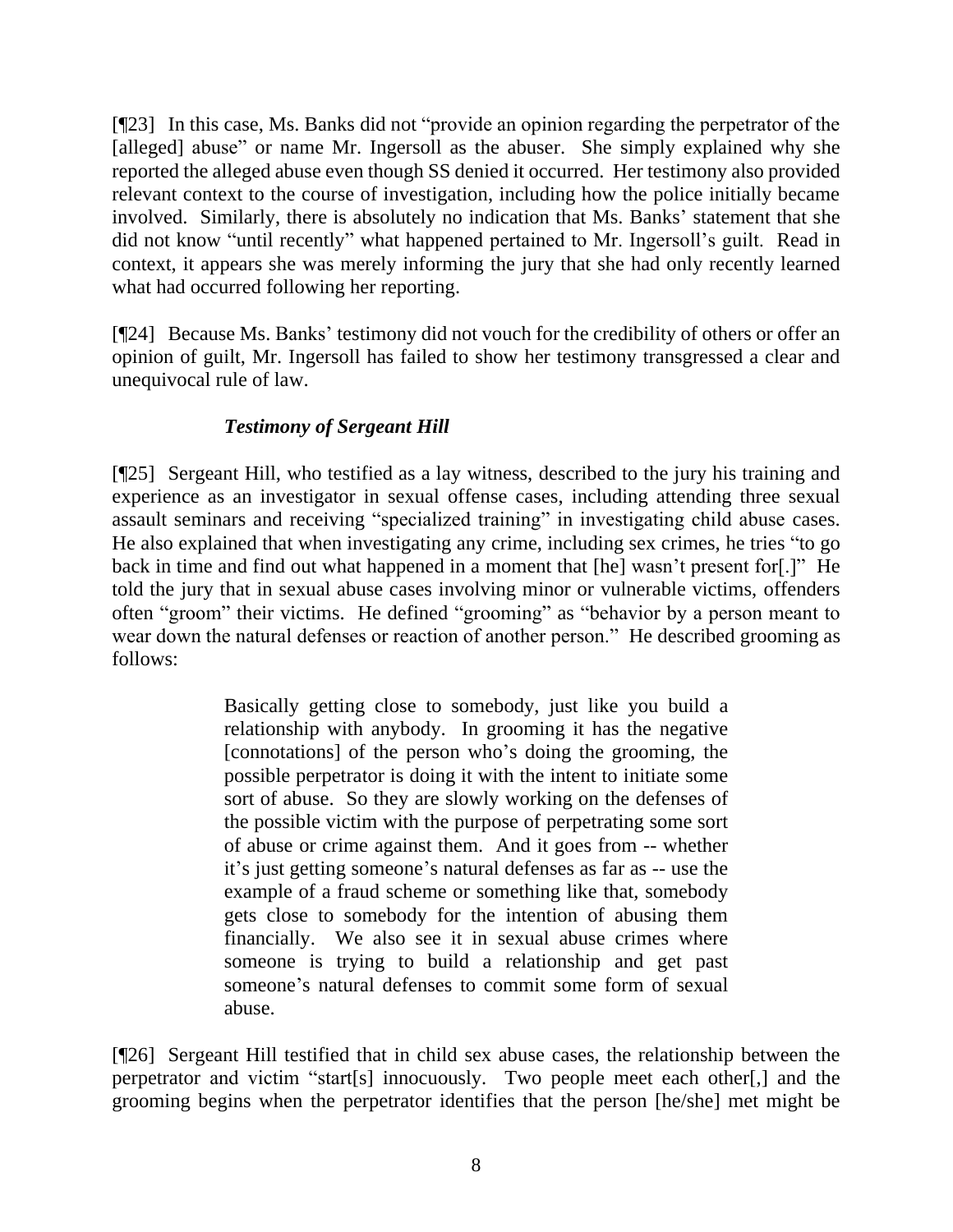[¶23] In this case, Ms. Banks did not "provide an opinion regarding the perpetrator of the [alleged] abuse" or name Mr. Ingersoll as the abuser. She simply explained why she reported the alleged abuse even though SS denied it occurred. Her testimony also provided relevant context to the course of investigation, including how the police initially became involved. Similarly, there is absolutely no indication that Ms. Banks' statement that she did not know "until recently" what happened pertained to Mr. Ingersoll's guilt. Read in context, it appears she was merely informing the jury that she had only recently learned what had occurred following her reporting.

[¶24] Because Ms. Banks' testimony did not vouch for the credibility of others or offer an opinion of guilt, Mr. Ingersoll has failed to show her testimony transgressed a clear and unequivocal rule of law.

### *Testimony of Sergeant Hill*

[¶25] Sergeant Hill, who testified as a lay witness, described to the jury his training and experience as an investigator in sexual offense cases, including attending three sexual assault seminars and receiving "specialized training" in investigating child abuse cases. He also explained that when investigating any crime, including sex crimes, he tries "to go back in time and find out what happened in a moment that [he] wasn't present for[.]" He told the jury that in sexual abuse cases involving minor or vulnerable victims, offenders often "groom" their victims. He defined "grooming" as "behavior by a person meant to wear down the natural defenses or reaction of another person." He described grooming as follows:

> Basically getting close to somebody, just like you build a relationship with anybody. In grooming it has the negative [connotations] of the person who's doing the grooming, the possible perpetrator is doing it with the intent to initiate some sort of abuse. So they are slowly working on the defenses of the possible victim with the purpose of perpetrating some sort of abuse or crime against them. And it goes from -- whether it's just getting someone's natural defenses as far as -- use the example of a fraud scheme or something like that, somebody gets close to somebody for the intention of abusing them financially. We also see it in sexual abuse crimes where someone is trying to build a relationship and get past someone's natural defenses to commit some form of sexual abuse.

[¶26] Sergeant Hill testified that in child sex abuse cases, the relationship between the perpetrator and victim "start[s] innocuously. Two people meet each other[,] and the grooming begins when the perpetrator identifies that the person [he/she] met might be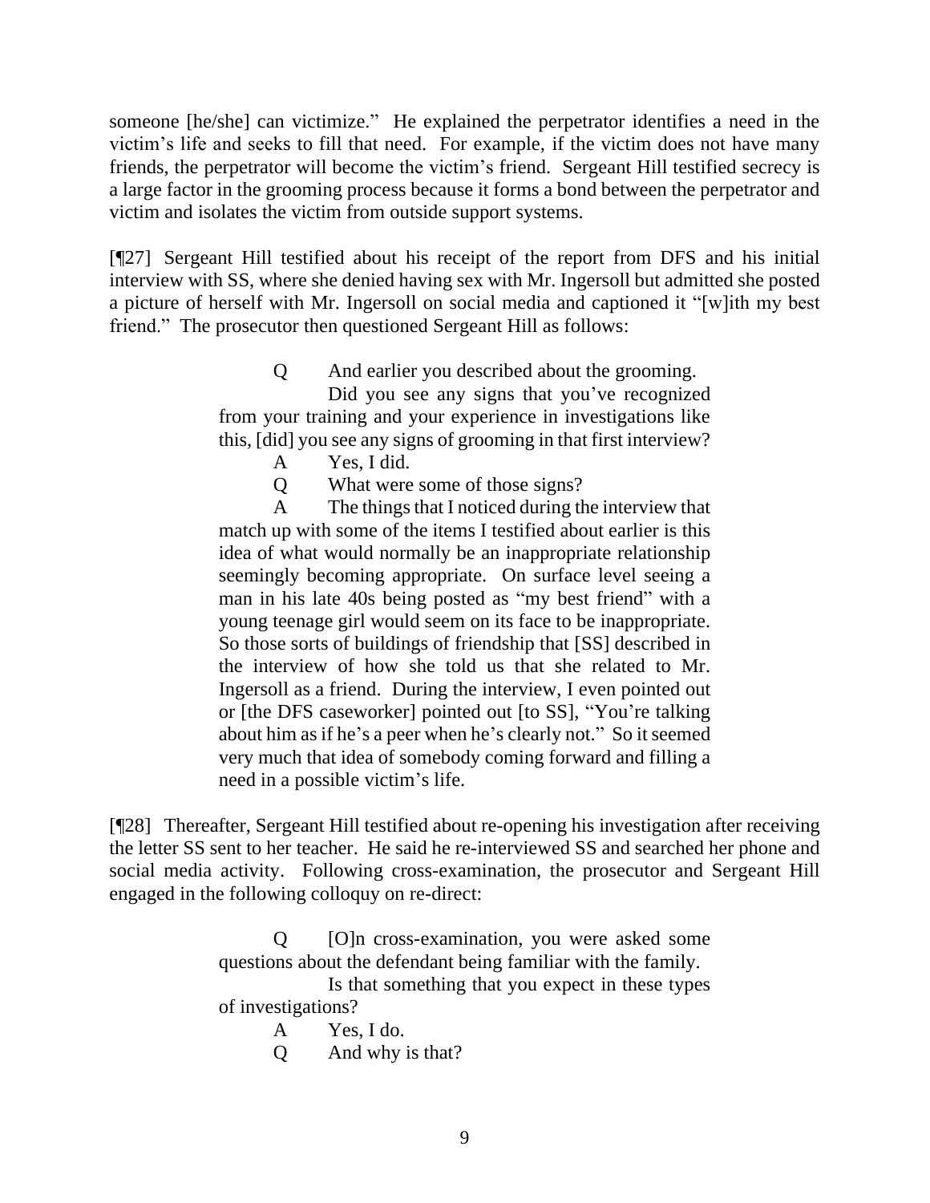someone [he/she] can victimize." He explained the perpetrator identifies a need in the victim's life and seeks to fill that need. For example, if the victim does not have many friends, the perpetrator will become the victim's friend. Sergeant Hill testified secrecy is a large factor in the grooming process because it forms a bond between the perpetrator and victim and isolates the victim from outside support systems.

[¶27] Sergeant Hill testified about his receipt of the report from DFS and his initial interview with SS, where she denied having sex with Mr. Ingersoll but admitted she posted a picture of herself with Mr. Ingersoll on social media and captioned it "[w]ith my best friend." The prosecutor then questioned Sergeant Hill as follows:

> Q And earlier you described about the grooming.
>
> Did you see any signs that you've recognized from your training and your experience in investigations like this, [did] you see any signs of grooming in that first interview?
>
> A Yes, I did.
>
> Q What were some of those signs?
>
> A The things that I noticed during the interview that match up with some of the items I testified about earlier is this idea of what would normally be an inappropriate relationship seemingly becoming appropriate. On surface level seeing a man in his late 40s being posted as "my best friend" with a young teenage girl would seem on its face to be inappropriate. So those sorts of buildings of friendship that [SS] described in the interview of how she told us that she related to Mr. Ingersoll as a friend. During the interview, I even pointed out or [the DFS caseworker] pointed out [to SS], "You're talking about him as if he's a peer when he's clearly not." So it seemed very much that idea of somebody coming forward and filling a need in a possible victim's life.

[¶28] Thereafter, Sergeant Hill testified about re-opening his investigation after receiving the letter SS sent to her teacher. He said he re-interviewed SS and searched her phone and social media activity. Following cross-examination, the prosecutor and Sergeant Hill engaged in the following colloquy on re-direct:

> Q [O]n cross-examination, you were asked some questions about the defendant being familiar with the family.
>
> Is that something that you expect in these types of investigations?
>
> A Yes, I do.
>
> Q And why is that?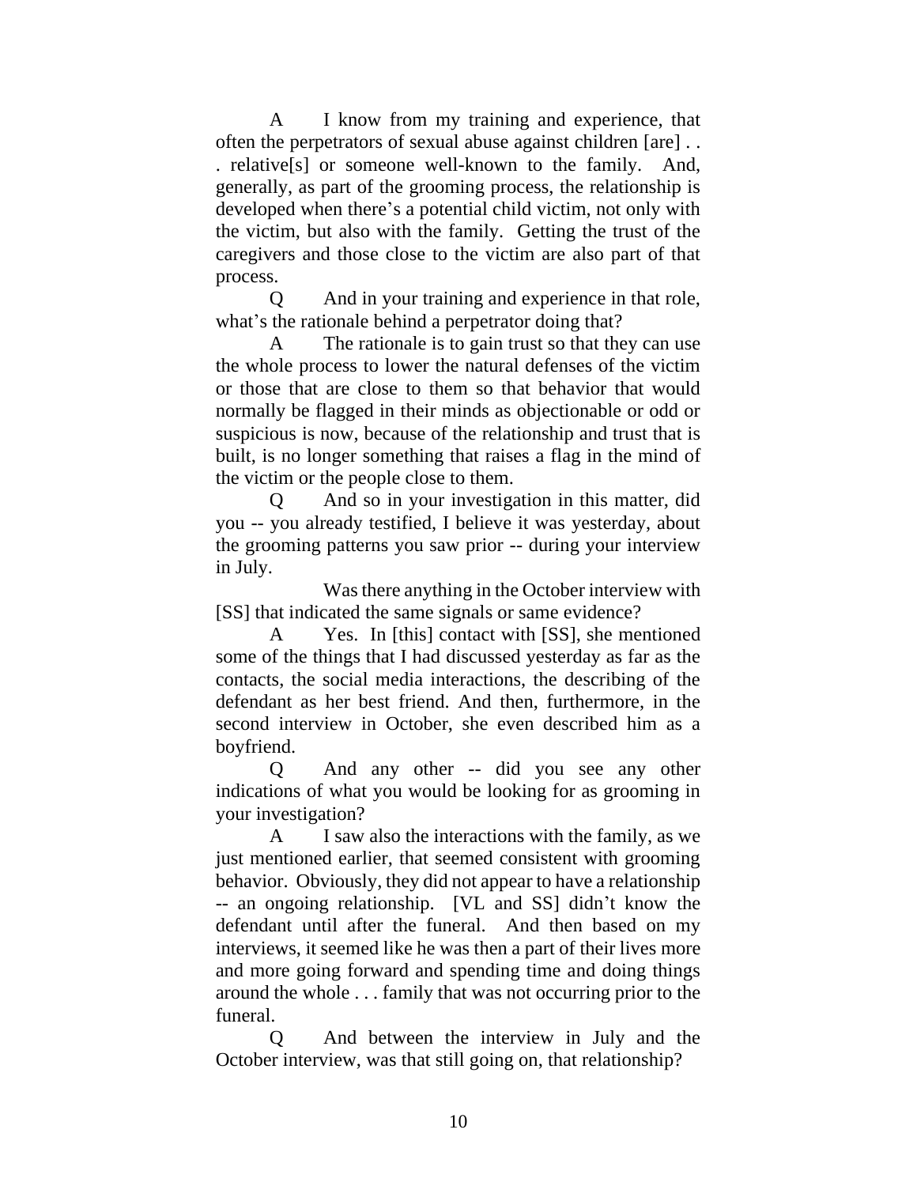A I know from my training and experience, that often the perpetrators of sexual abuse against children [are] . . . relative[s] or someone well-known to the family. And, generally, as part of the grooming process, the relationship is developed when there's a potential child victim, not only with the victim, but also with the family. Getting the trust of the caregivers and those close to the victim are also part of that process.

Q And in your training and experience in that role, what's the rationale behind a perpetrator doing that?

A The rationale is to gain trust so that they can use the whole process to lower the natural defenses of the victim or those that are close to them so that behavior that would normally be flagged in their minds as objectionable or odd or suspicious is now, because of the relationship and trust that is built, is no longer something that raises a flag in the mind of the victim or the people close to them.

Q And so in your investigation in this matter, did you -- you already testified, I believe it was yesterday, about the grooming patterns you saw prior -- during your interview in July.

Was there anything in the October interview with [SS] that indicated the same signals or same evidence?

A Yes. In [this] contact with [SS], she mentioned some of the things that I had discussed yesterday as far as the contacts, the social media interactions, the describing of the defendant as her best friend. And then, furthermore, in the second interview in October, she even described him as a boyfriend.

Q And any other -- did you see any other indications of what you would be looking for as grooming in your investigation?

A I saw also the interactions with the family, as we just mentioned earlier, that seemed consistent with grooming behavior. Obviously, they did not appear to have a relationship -- an ongoing relationship. [VL and SS] didn't know the defendant until after the funeral. And then based on my interviews, it seemed like he was then a part of their lives more and more going forward and spending time and doing things around the whole . . . family that was not occurring prior to the funeral.

Q And between the interview in July and the October interview, was that still going on, that relationship?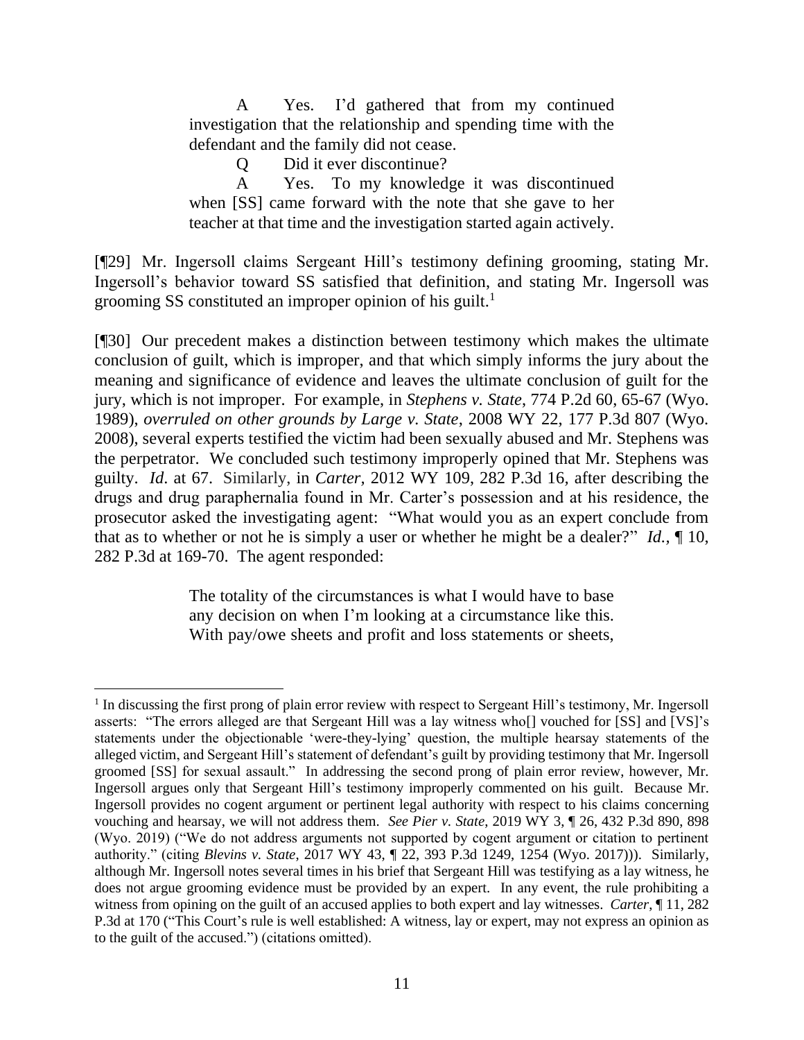> A Yes. I'd gathered that from my continued investigation that the relationship and spending time with the defendant and the family did not cease.
>
> Q Did it ever discontinue?
>
> A Yes. To my knowledge it was discontinued when [SS] came forward with the note that she gave to her teacher at that time and the investigation started again actively.

[¶29] Mr. Ingersoll claims Sergeant Hill's testimony defining grooming, stating Mr. Ingersoll's behavior toward SS satisfied that definition, and stating Mr. Ingersoll was grooming SS constituted an improper opinion of his guilt.[1]

[¶30] Our precedent makes a distinction between testimony which makes the ultimate conclusion of guilt, which is improper, and that which simply informs the jury about the meaning and significance of evidence and leaves the ultimate conclusion of guilt for the jury, which is not improper. For example, in *Stephens v. State*, 774 P.2d 60, 65-67 (Wyo. 1989), *overruled on other grounds by Large v. State*, 2008 WY 22, 177 P.3d 807 (Wyo. 2008), several experts testified the victim had been sexually abused and Mr. Stephens was the perpetrator. We concluded such testimony improperly opined that Mr. Stephens was guilty. *Id.* at 67. Similarly, in *Carter*, 2012 WY 109, 282 P.3d 16, after describing the drugs and drug paraphernalia found in Mr. Carter's possession and at his residence, the prosecutor asked the investigating agent: "What would you as an expert conclude from that as to whether or not he is simply a user or whether he might be a dealer?" *Id.*, ¶ 10, 282 P.3d at 169-70. The agent responded:

> The totality of the circumstances is what I would have to base any decision on when I'm looking at a circumstance like this. With pay/owe sheets and profit and loss statements or sheets,

---

[1] In discussing the first prong of plain error review with respect to Sergeant Hill's testimony, Mr. Ingersoll asserts: "The errors alleged are that Sergeant Hill was a lay witness who[] vouched for [SS] and [VS]'s statements under the objectionable 'were-they-lying' question, the multiple hearsay statements of the alleged victim, and Sergeant Hill's statement of defendant's guilt by providing testimony that Mr. Ingersoll groomed [SS] for sexual assault." In addressing the second prong of plain error review, however, Mr. Ingersoll argues only that Sergeant Hill's testimony improperly commented on his guilt. Because Mr. Ingersoll provides no cogent argument or pertinent legal authority with respect to his claims concerning vouching and hearsay, we will not address them. *See Pier v. State*, 2019 WY 3, ¶ 26, 432 P.3d 890, 898 (Wyo. 2019) ("We do not address arguments not supported by cogent argument or citation to pertinent authority." (citing *Blevins v. State*, 2017 WY 43, ¶ 22, 393 P.3d 1249, 1254 (Wyo. 2017))). Similarly, although Mr. Ingersoll notes several times in his brief that Sergeant Hill was testifying as a lay witness, he does not argue grooming evidence must be provided by an expert. In any event, the rule prohibiting a witness from opining on the guilt of an accused applies to both expert and lay witnesses. *Carter*, ¶ 11, 282 P.3d at 170 ("This Court's rule is well established: A witness, lay or expert, may not express an opinion as to the guilt of the accused.") (citations omitted).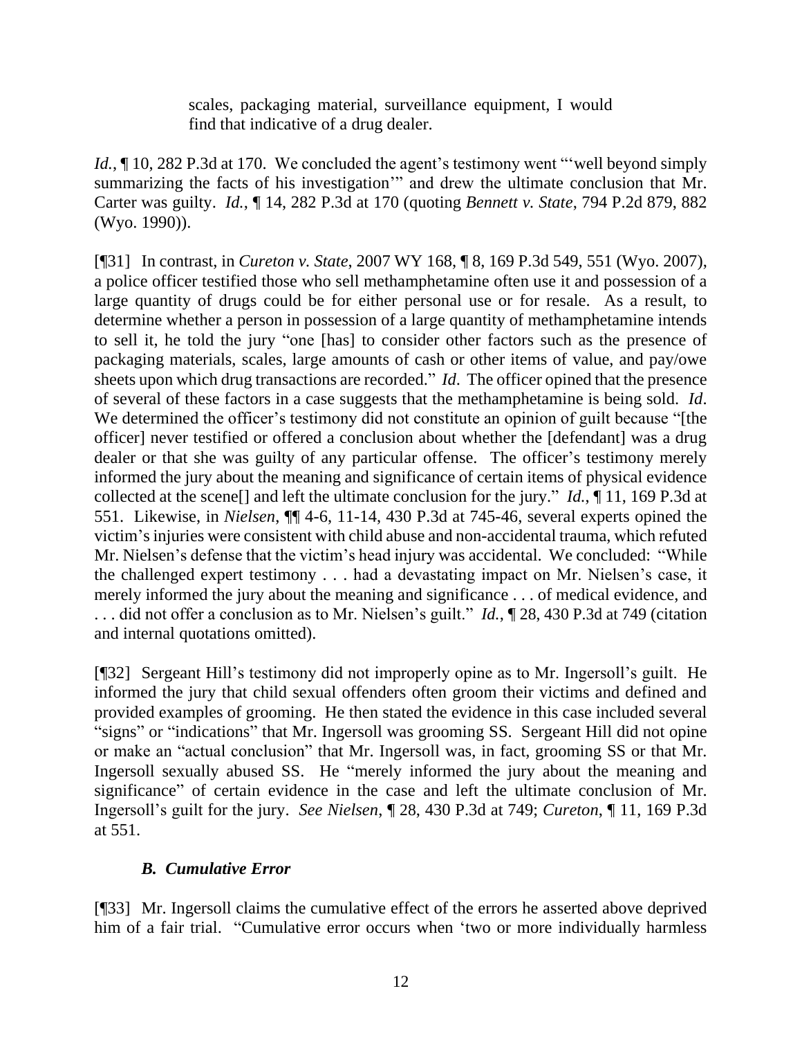> scales, packaging material, surveillance equipment, I would find that indicative of a drug dealer.

*Id.*, ¶ 10, 282 P.3d at 170. We concluded the agent's testimony went "'well beyond simply summarizing the facts of his investigation'" and drew the ultimate conclusion that Mr. Carter was guilty. *Id.*, ¶ 14, 282 P.3d at 170 (quoting *Bennett v. State*, 794 P.2d 879, 882 (Wyo. 1990)).

[¶31] In contrast, in *Cureton v. State*, 2007 WY 168, ¶ 8, 169 P.3d 549, 551 (Wyo. 2007), a police officer testified those who sell methamphetamine often use it and possession of a large quantity of drugs could be for either personal use or for resale. As a result, to determine whether a person in possession of a large quantity of methamphetamine intends to sell it, he told the jury "one [has] to consider other factors such as the presence of packaging materials, scales, large amounts of cash or other items of value, and pay/owe sheets upon which drug transactions are recorded." *Id*. The officer opined that the presence of several of these factors in a case suggests that the methamphetamine is being sold. *Id*. We determined the officer's testimony did not constitute an opinion of guilt because "[the officer] never testified or offered a conclusion about whether the [defendant] was a drug dealer or that she was guilty of any particular offense. The officer's testimony merely informed the jury about the meaning and significance of certain items of physical evidence collected at the scene[] and left the ultimate conclusion for the jury." *Id.*, ¶ 11, 169 P.3d at 551. Likewise, in *Nielsen*, ¶¶ 4-6, 11-14, 430 P.3d at 745-46, several experts opined the victim's injuries were consistent with child abuse and non-accidental trauma, which refuted Mr. Nielsen's defense that the victim's head injury was accidental. We concluded: "While the challenged expert testimony . . . had a devastating impact on Mr. Nielsen's case, it merely informed the jury about the meaning and significance . . . of medical evidence, and . . . did not offer a conclusion as to Mr. Nielsen's guilt." *Id.*, ¶ 28, 430 P.3d at 749 (citation and internal quotations omitted).

[¶32] Sergeant Hill's testimony did not improperly opine as to Mr. Ingersoll's guilt. He informed the jury that child sexual offenders often groom their victims and defined and provided examples of grooming. He then stated the evidence in this case included several "signs" or "indications" that Mr. Ingersoll was grooming SS. Sergeant Hill did not opine or make an "actual conclusion" that Mr. Ingersoll was, in fact, grooming SS or that Mr. Ingersoll sexually abused SS. He "merely informed the jury about the meaning and significance" of certain evidence in the case and left the ultimate conclusion of Mr. Ingersoll's guilt for the jury. *See Nielsen*, ¶ 28, 430 P.3d at 749; *Cureton*, ¶ 11, 169 P.3d at 551.

### *B. Cumulative Error*

[¶33] Mr. Ingersoll claims the cumulative effect of the errors he asserted above deprived him of a fair trial. "Cumulative error occurs when 'two or more individually harmless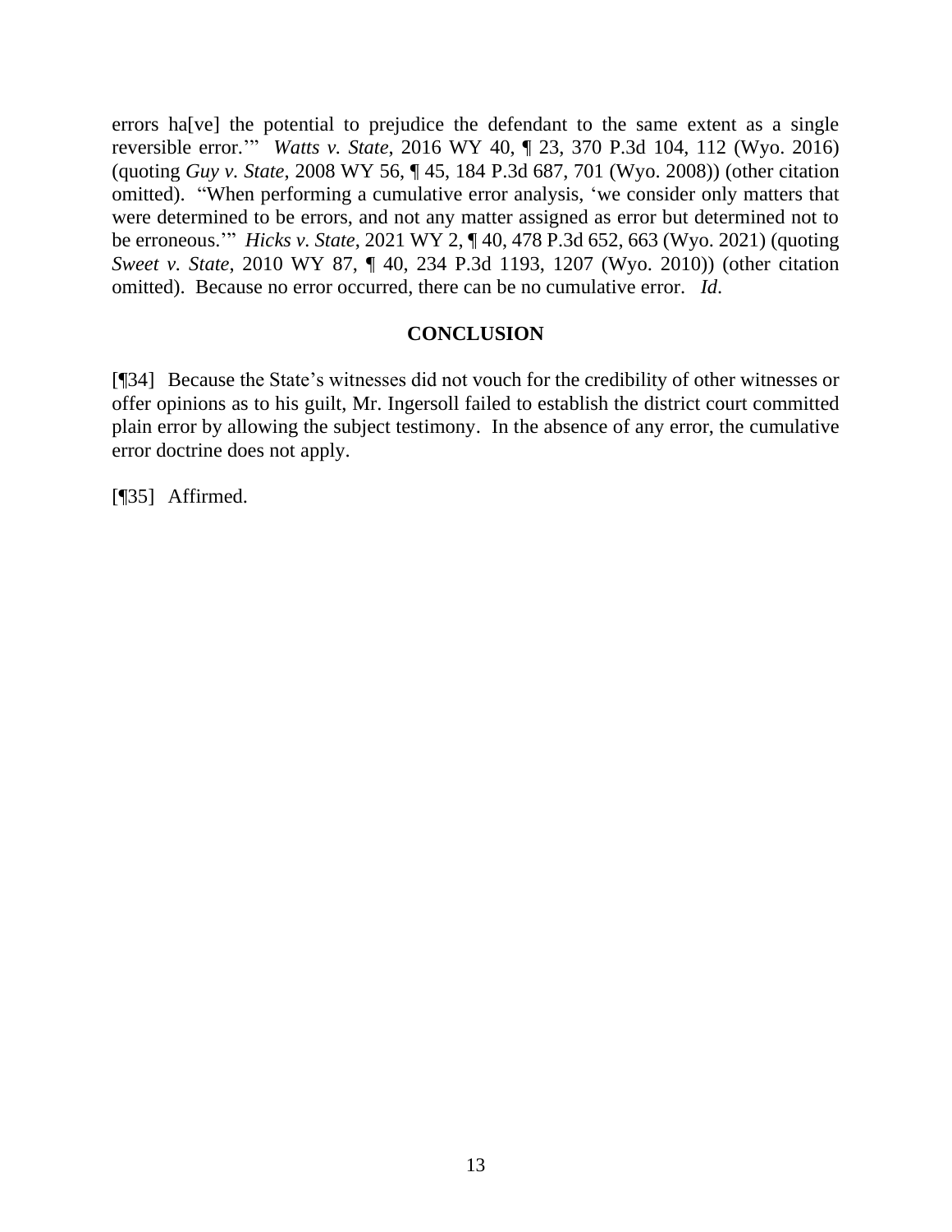errors ha[ve] the potential to prejudice the defendant to the same extent as a single reversible error.'" *Watts v. State*, 2016 WY 40, ¶ 23, 370 P.3d 104, 112 (Wyo. 2016) (quoting *Guy v. State*, 2008 WY 56, ¶ 45, 184 P.3d 687, 701 (Wyo. 2008)) (other citation omitted). "When performing a cumulative error analysis, 'we consider only matters that were determined to be errors, and not any matter assigned as error but determined not to be erroneous.'" *Hicks v. State*, 2021 WY 2, ¶ 40, 478 P.3d 652, 663 (Wyo. 2021) (quoting *Sweet v. State*, 2010 WY 87, ¶ 40, 234 P.3d 1193, 1207 (Wyo. 2010)) (other citation omitted). Because no error occurred, there can be no cumulative error. *Id*.

## CONCLUSION

[¶34] Because the State's witnesses did not vouch for the credibility of other witnesses or offer opinions as to his guilt, Mr. Ingersoll failed to establish the district court committed plain error by allowing the subject testimony. In the absence of any error, the cumulative error doctrine does not apply.

[¶35] Affirmed.